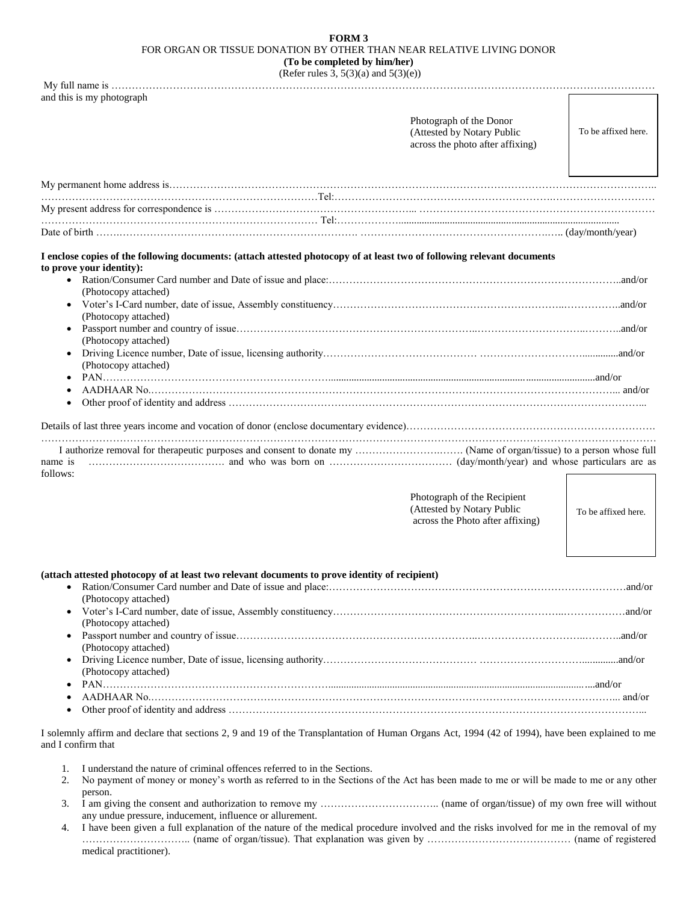**FORM 3**

FOR ORGAN OR TISSUE DONATION BY OTHER THAN NEAR RELATIVE LIVING DONOR

**(To be completed by him/her)**

(Refer rules 3, 5(3)(a) and 5(3)(e))

My full name is ………………………………………………………………………………………………………………………………………
and this is my photograph

Photograph of the Donor (Attested by Notary Public across the photo after affixing) | To be affixed here.

My permanent home address is……………………………………………………………………………………………………………………..
…………………………………………………………………………Tel:……………………………………………………………………………
My present address for correspondence is ……………………………………………………... ……………………………………………………………
…………………………………………………………………… Tel:………………...............................................................................
Date of birth ……..…………………………………………………………. …………………………………………….…….. (day/month/year)

**I enclose copies of the following documents: (attach attested photocopy of at least two of following relevant documents to prove your identity):**

- Ration/Consumer Card number and Date of issue and place:…………………………………………………………………………..and/or (Photocopy attached)
- Voter's I-Card number, date of issue, Assembly constituency…………………………………………………………..……………..and/or (Photocopy attached)
- Passport number and country of issue……………………………………………………………..……………………………..………..and/or (Photocopy attached)
- Driving Licence number, Date of issue, licensing authority……………………………………… ………………………….............and/or (Photocopy attached)
- PAN……………………………………………………………......................................................................................................and/or
- AADHAAR No.……………………………………………………………………………………………………………………….. and/or
- Other proof of identity and address ………………………………………………………………………………………………………...

Details of last three years income and vocation of donor (enclose documentary evidence)………………………………………………………………
………………………………………………………………………………………………………………………………………………………

I authorize removal for therapeutic purposes and consent to donate my ……………………….……. (Name of organ/tissue) to a person whose full name is …………………………………. and who was born on ……………………………… (day/month/year) and whose particulars are as follows:

Photograph of the Recipient (Attested by Notary Public across the Photo after affixing) | To be affixed here.

**(attach attested photocopy of at least two relevant documents to prove identity of recipient)**

- Ration/Consumer Card number and Date of issue and place:……………………………………………………………………………and/or (Photocopy attached)
- Voter's I-Card number, date of issue, Assembly constituency…………………………………………………………..………………and/or (Photocopy attached)
- Passport number and country of issue……………………………………………………………..……………………………..………..and/or (Photocopy attached)
- Driving Licence number, Date of issue, licensing authority……………………………………… ………………………….............and/or (Photocopy attached)
- PAN……………………………………………………………......................................................................................................and/or
- AADHAAR No.……………………………………………………………………………………………………………………….. and/or
- Other proof of identity and address ………………………………………………………………………………………………………...

I solemnly affirm and declare that sections 2, 9 and 19 of the Transplantation of Human Organs Act, 1994 (42 of 1994), have been explained to me and I confirm that

1. I understand the nature of criminal offences referred to in the Sections.
2. No payment of money or money's worth as referred to in the Sections of the Act has been made to me or will be made to me or any other person.
3. I am giving the consent and authorization to remove my …………………………….. (name of organ/tissue) of my own free will without any undue pressure, inducement, influence or allurement.
4. I have been given a full explanation of the nature of the medical procedure involved and the risks involved for me in the removal of my ………………………….. (name of organ/tissue). That explanation was given by …………………………………… (name of registered medical practitioner).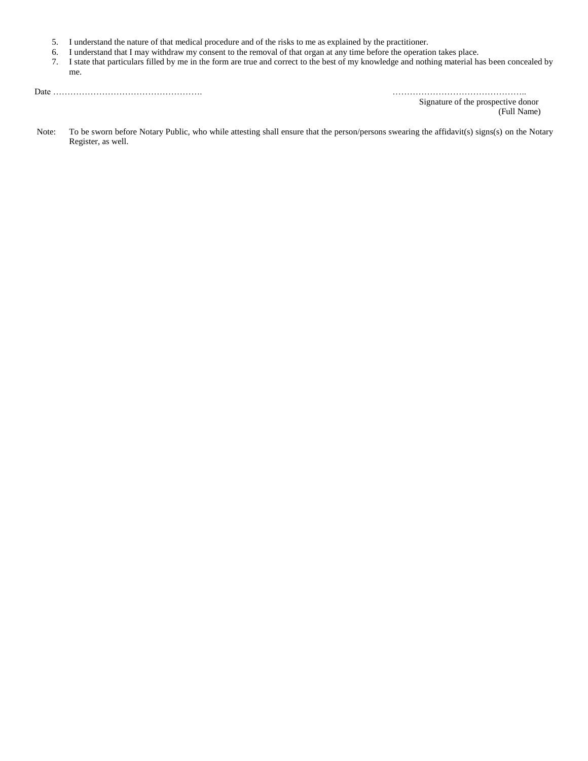5. I understand the nature of that medical procedure and of the risks to me as explained by the practitioner.
6. I understand that I may withdraw my consent to the removal of that organ at any time before the operation takes place.
7. I state that particulars filled by me in the form are true and correct to the best of my knowledge and nothing material has been concealed by me.

Date …………………………………………….

………………………………………..
Signature of the prospective donor
(Full Name)

Note: To be sworn before Notary Public, who while attesting shall ensure that the person/persons swearing the affidavit(s) signs(s) on the Notary Register, as well.